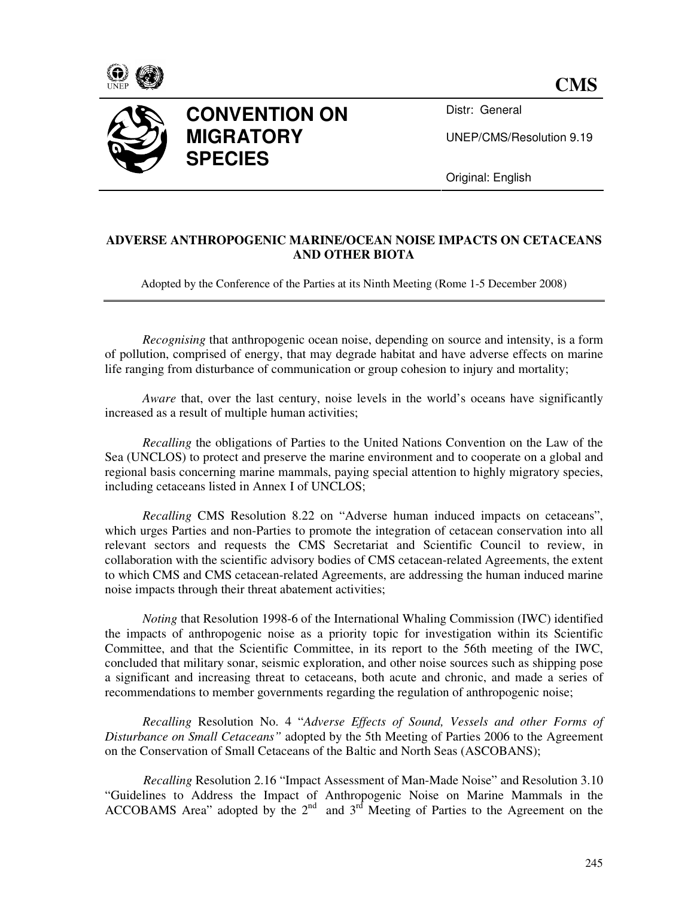**CMS**

# CONVENTION ON MIGRATORY SPECIES

Distr: General

UNEP/CMS/Resolution 9.19

Original: English

## ADVERSE ANTHROPOGENIC MARINE/OCEAN NOISE IMPACTS ON CETACEANS AND OTHER BIOTA

Adopted by the Conference of the Parties at its Ninth Meeting (Rome 1-5 December 2008)

*Recognising* that anthropogenic ocean noise, depending on source and intensity, is a form of pollution, comprised of energy, that may degrade habitat and have adverse effects on marine life ranging from disturbance of communication or group cohesion to injury and mortality;

*Aware* that, over the last century, noise levels in the world's oceans have significantly increased as a result of multiple human activities;

*Recalling* the obligations of Parties to the United Nations Convention on the Law of the Sea (UNCLOS) to protect and preserve the marine environment and to cooperate on a global and regional basis concerning marine mammals, paying special attention to highly migratory species, including cetaceans listed in Annex I of UNCLOS;

*Recalling* CMS Resolution 8.22 on "Adverse human induced impacts on cetaceans", which urges Parties and non-Parties to promote the integration of cetacean conservation into all relevant sectors and requests the CMS Secretariat and Scientific Council to review, in collaboration with the scientific advisory bodies of CMS cetacean-related Agreements, the extent to which CMS and CMS cetacean-related Agreements, are addressing the human induced marine noise impacts through their threat abatement activities;

*Noting* that Resolution 1998-6 of the International Whaling Commission (IWC) identified the impacts of anthropogenic noise as a priority topic for investigation within its Scientific Committee, and that the Scientific Committee, in its report to the 56th meeting of the IWC, concluded that military sonar, seismic exploration, and other noise sources such as shipping pose a significant and increasing threat to cetaceans, both acute and chronic, and made a series of recommendations to member governments regarding the regulation of anthropogenic noise;

*Recalling* Resolution No. 4 "*Adverse Effects of Sound, Vessels and other Forms of Disturbance on Small Cetaceans"* adopted by the 5th Meeting of Parties 2006 to the Agreement on the Conservation of Small Cetaceans of the Baltic and North Seas (ASCOBANS);

*Recalling* Resolution 2.16 "Impact Assessment of Man-Made Noise" and Resolution 3.10 "Guidelines to Address the Impact of Anthropogenic Noise on Marine Mammals in the ACCOBAMS Area" adopted by the 2nd and 3rd Meeting of Parties to the Agreement on the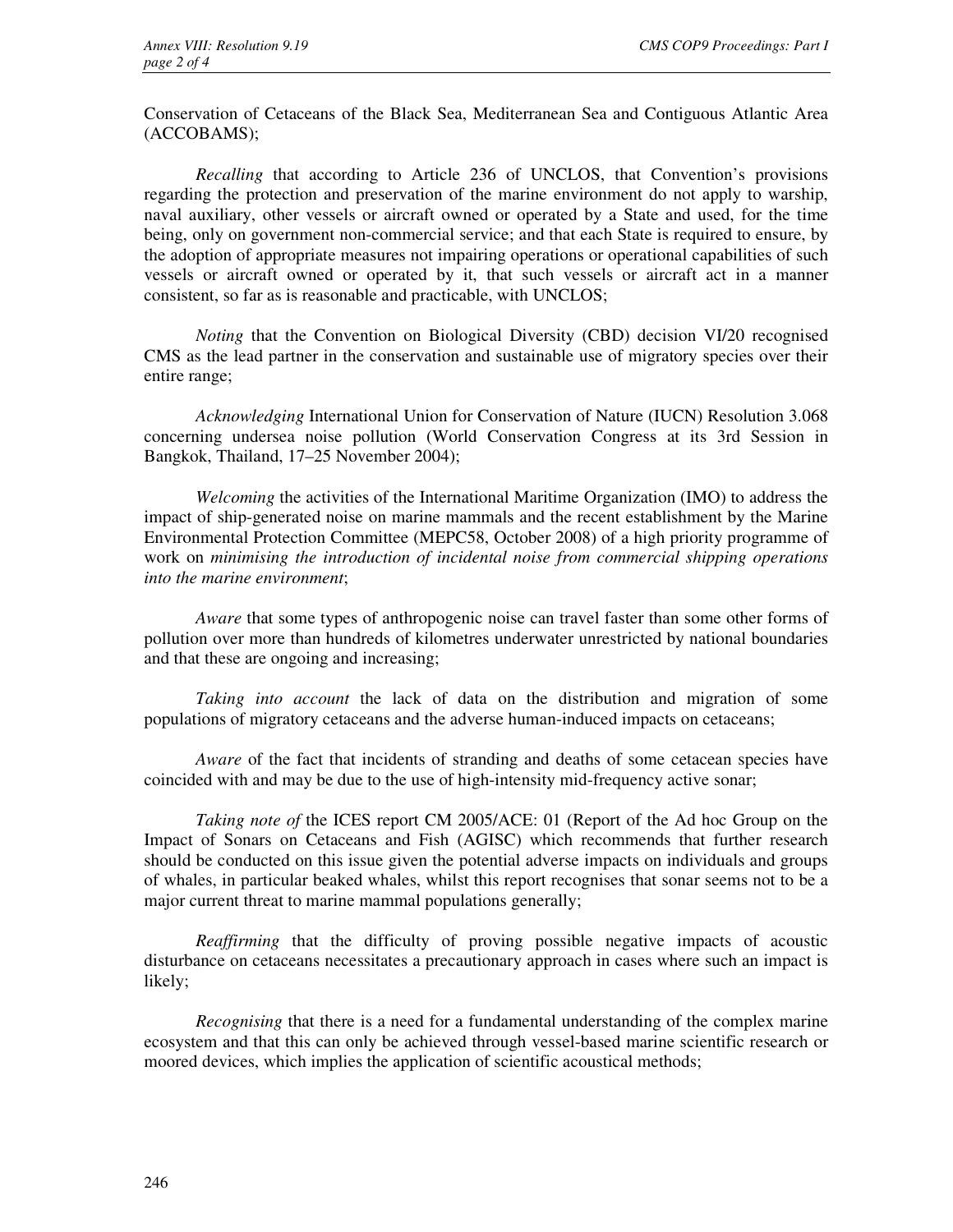Conservation of Cetaceans of the Black Sea, Mediterranean Sea and Contiguous Atlantic Area (ACCOBAMS);

*Recalling* that according to Article 236 of UNCLOS, that Convention's provisions regarding the protection and preservation of the marine environment do not apply to warship, naval auxiliary, other vessels or aircraft owned or operated by a State and used, for the time being, only on government non-commercial service; and that each State is required to ensure, by the adoption of appropriate measures not impairing operations or operational capabilities of such vessels or aircraft owned or operated by it, that such vessels or aircraft act in a manner consistent, so far as is reasonable and practicable, with UNCLOS;

*Noting* that the Convention on Biological Diversity (CBD) decision VI/20 recognised CMS as the lead partner in the conservation and sustainable use of migratory species over their entire range;

*Acknowledging* International Union for Conservation of Nature (IUCN) Resolution 3.068 concerning undersea noise pollution (World Conservation Congress at its 3rd Session in Bangkok, Thailand, 17–25 November 2004);

*Welcoming* the activities of the International Maritime Organization (IMO) to address the impact of ship-generated noise on marine mammals and the recent establishment by the Marine Environmental Protection Committee (MEPC58, October 2008) of a high priority programme of work on *minimising the introduction of incidental noise from commercial shipping operations into the marine environment*;

*Aware* that some types of anthropogenic noise can travel faster than some other forms of pollution over more than hundreds of kilometres underwater unrestricted by national boundaries and that these are ongoing and increasing;

*Taking into account* the lack of data on the distribution and migration of some populations of migratory cetaceans and the adverse human-induced impacts on cetaceans;

*Aware* of the fact that incidents of stranding and deaths of some cetacean species have coincided with and may be due to the use of high-intensity mid-frequency active sonar;

*Taking note of* the ICES report CM 2005/ACE: 01 (Report of the Ad hoc Group on the Impact of Sonars on Cetaceans and Fish (AGISC) which recommends that further research should be conducted on this issue given the potential adverse impacts on individuals and groups of whales, in particular beaked whales, whilst this report recognises that sonar seems not to be a major current threat to marine mammal populations generally;

*Reaffirming* that the difficulty of proving possible negative impacts of acoustic disturbance on cetaceans necessitates a precautionary approach in cases where such an impact is likely;

*Recognising* that there is a need for a fundamental understanding of the complex marine ecosystem and that this can only be achieved through vessel-based marine scientific research or moored devices, which implies the application of scientific acoustical methods;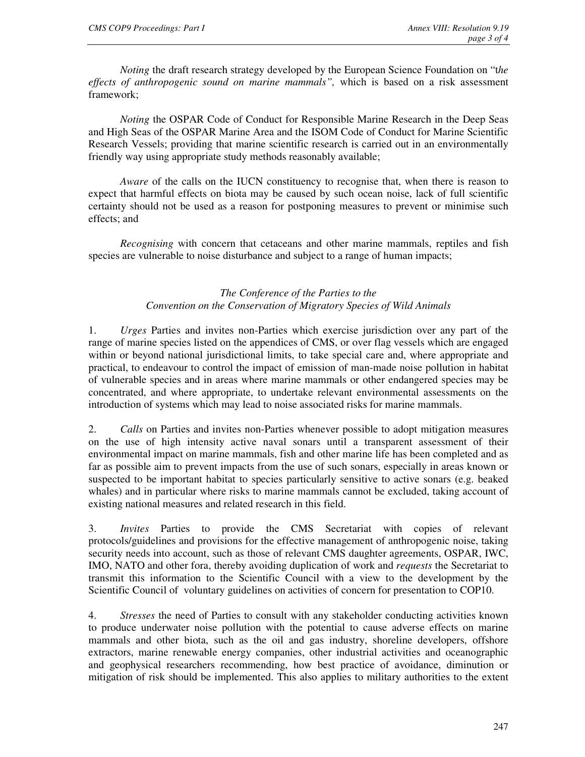*Noting* the draft research strategy developed by the European Science Foundation on "t*he effects of anthropogenic sound on marine mammals",* which is based on a risk assessment framework;

*Noting* the OSPAR Code of Conduct for Responsible Marine Research in the Deep Seas and High Seas of the OSPAR Marine Area and the ISOM Code of Conduct for Marine Scientific Research Vessels; providing that marine scientific research is carried out in an environmentally friendly way using appropriate study methods reasonably available;

*Aware* of the calls on the IUCN constituency to recognise that, when there is reason to expect that harmful effects on biota may be caused by such ocean noise, lack of full scientific certainty should not be used as a reason for postponing measures to prevent or minimise such effects; and

*Recognising* with concern that cetaceans and other marine mammals, reptiles and fish species are vulnerable to noise disturbance and subject to a range of human impacts;

*The Conference of the Parties to the*
*Convention on the Conservation of Migratory Species of Wild Animals*

1. *Urges* Parties and invites non-Parties which exercise jurisdiction over any part of the range of marine species listed on the appendices of CMS, or over flag vessels which are engaged within or beyond national jurisdictional limits, to take special care and, where appropriate and practical, to endeavour to control the impact of emission of man-made noise pollution in habitat of vulnerable species and in areas where marine mammals or other endangered species may be concentrated, and where appropriate, to undertake relevant environmental assessments on the introduction of systems which may lead to noise associated risks for marine mammals.

2. *Calls* on Parties and invites non-Parties whenever possible to adopt mitigation measures on the use of high intensity active naval sonars until a transparent assessment of their environmental impact on marine mammals, fish and other marine life has been completed and as far as possible aim to prevent impacts from the use of such sonars, especially in areas known or suspected to be important habitat to species particularly sensitive to active sonars (e.g. beaked whales) and in particular where risks to marine mammals cannot be excluded, taking account of existing national measures and related research in this field.

3. *Invites* Parties to provide the CMS Secretariat with copies of relevant protocols/guidelines and provisions for the effective management of anthropogenic noise, taking security needs into account, such as those of relevant CMS daughter agreements, OSPAR, IWC, IMO, NATO and other fora, thereby avoiding duplication of work and *requests* the Secretariat to transmit this information to the Scientific Council with a view to the development by the Scientific Council of voluntary guidelines on activities of concern for presentation to COP10.

4. *Stresses* the need of Parties to consult with any stakeholder conducting activities known to produce underwater noise pollution with the potential to cause adverse effects on marine mammals and other biota, such as the oil and gas industry, shoreline developers, offshore extractors, marine renewable energy companies, other industrial activities and oceanographic and geophysical researchers recommending, how best practice of avoidance, diminution or mitigation of risk should be implemented. This also applies to military authorities to the extent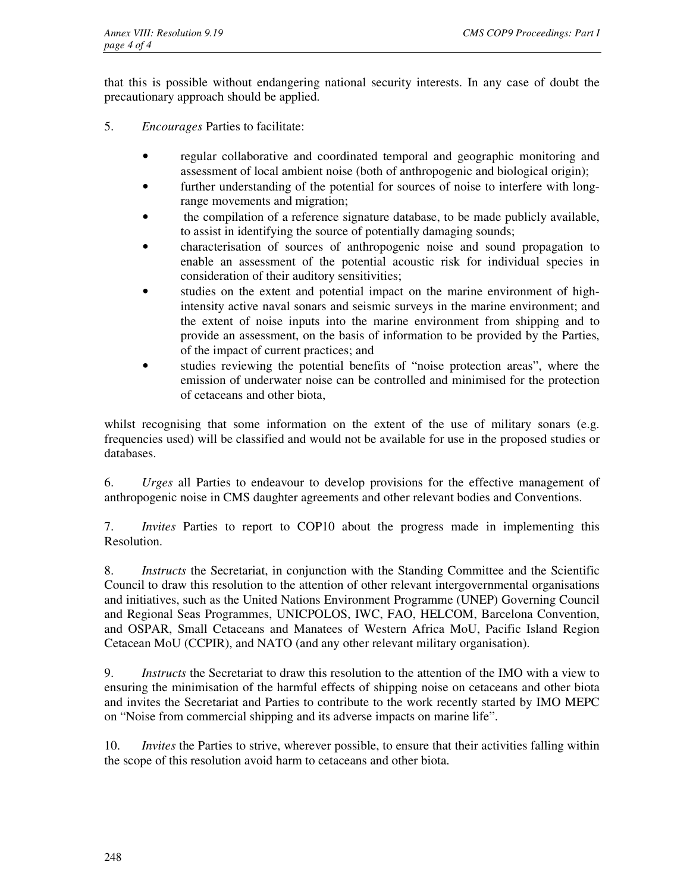that this is possible without endangering national security interests. In any case of doubt the precautionary approach should be applied.

5. *Encourages* Parties to facilitate:

- regular collaborative and coordinated temporal and geographic monitoring and assessment of local ambient noise (both of anthropogenic and biological origin);
- further understanding of the potential for sources of noise to interfere with long-range movements and migration;
- the compilation of a reference signature database, to be made publicly available, to assist in identifying the source of potentially damaging sounds;
- characterisation of sources of anthropogenic noise and sound propagation to enable an assessment of the potential acoustic risk for individual species in consideration of their auditory sensitivities;
- studies on the extent and potential impact on the marine environment of high-intensity active naval sonars and seismic surveys in the marine environment; and the extent of noise inputs into the marine environment from shipping and to provide an assessment, on the basis of information to be provided by the Parties, of the impact of current practices; and
- studies reviewing the potential benefits of "noise protection areas", where the emission of underwater noise can be controlled and minimised for the protection of cetaceans and other biota,

whilst recognising that some information on the extent of the use of military sonars (e.g. frequencies used) will be classified and would not be available for use in the proposed studies or databases.

6. *Urges* all Parties to endeavour to develop provisions for the effective management of anthropogenic noise in CMS daughter agreements and other relevant bodies and Conventions.

7. *Invites* Parties to report to COP10 about the progress made in implementing this Resolution.

8. *Instructs* the Secretariat, in conjunction with the Standing Committee and the Scientific Council to draw this resolution to the attention of other relevant intergovernmental organisations and initiatives, such as the United Nations Environment Programme (UNEP) Governing Council and Regional Seas Programmes, UNICPOLOS, IWC, FAO, HELCOM, Barcelona Convention, and OSPAR, Small Cetaceans and Manatees of Western Africa MoU, Pacific Island Region Cetacean MoU (CCPIR), and NATO (and any other relevant military organisation).

9. *Instructs* the Secretariat to draw this resolution to the attention of the IMO with a view to ensuring the minimisation of the harmful effects of shipping noise on cetaceans and other biota and invites the Secretariat and Parties to contribute to the work recently started by IMO MEPC on "Noise from commercial shipping and its adverse impacts on marine life".

10. *Invites* the Parties to strive, wherever possible, to ensure that their activities falling within the scope of this resolution avoid harm to cetaceans and other biota.